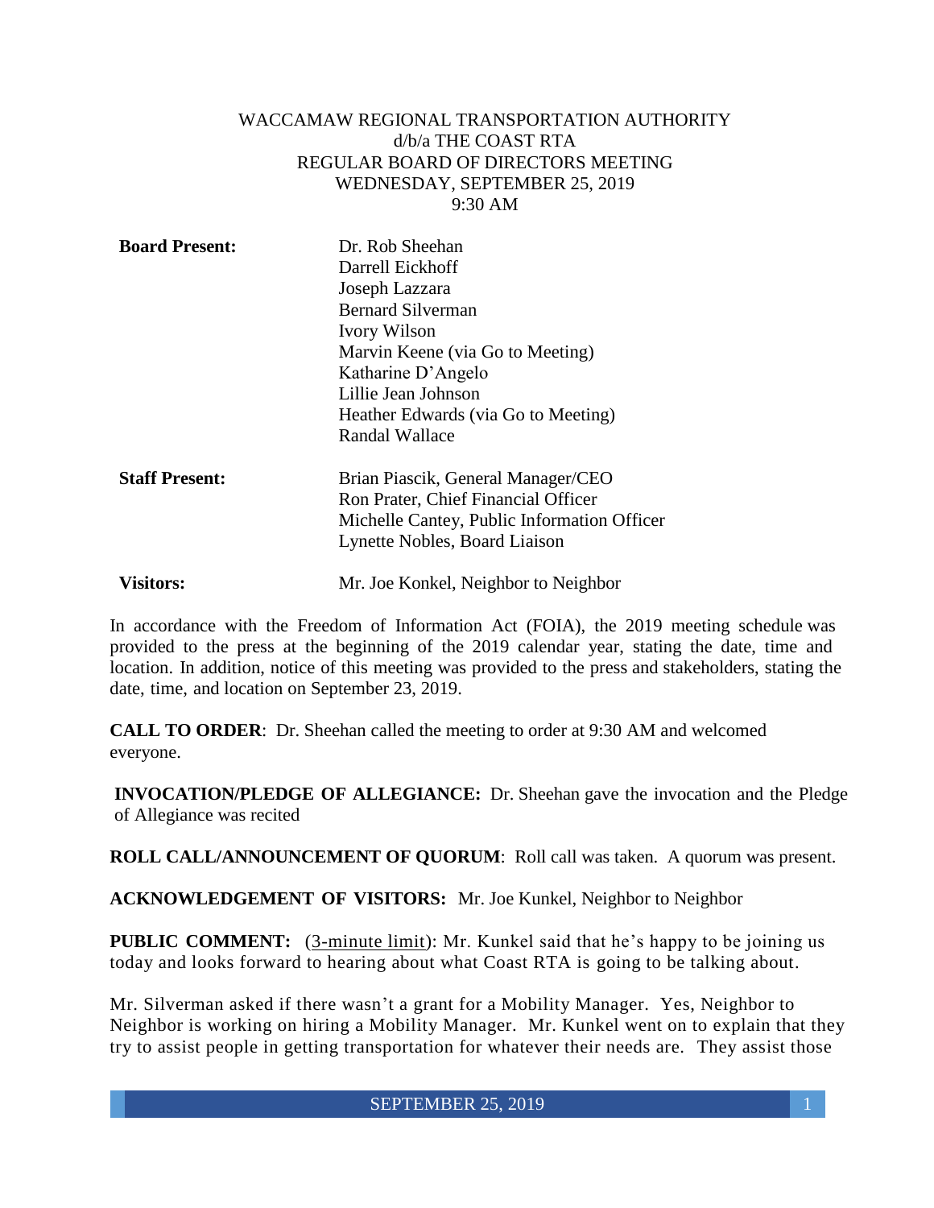WACCAMAW REGIONAL TRANSPORTATION AUTHORITY
d/b/a THE COAST RTA
REGULAR BOARD OF DIRECTORS MEETING
WEDNESDAY, SEPTEMBER 25, 2019
9:30 AM

**Board Present:**
Dr. Rob Sheehan
Darrell Eickhoff
Joseph Lazzara
Bernard Silverman
Ivory Wilson
Marvin Keene (via Go to Meeting)
Katharine D'Angelo
Lillie Jean Johnson
Heather Edwards (via Go to Meeting)
Randal Wallace

**Staff Present:**
Brian Piascik, General Manager/CEO
Ron Prater, Chief Financial Officer
Michelle Cantey, Public Information Officer
Lynette Nobles, Board Liaison

**Visitors:**
Mr. Joe Konkel, Neighbor to Neighbor

In accordance with the Freedom of Information Act (FOIA), the 2019 meeting schedule was provided to the press at the beginning of the 2019 calendar year, stating the date, time and location. In addition, notice of this meeting was provided to the press and stakeholders, stating the date, time, and location on September 23, 2019.

**CALL TO ORDER**: Dr. Sheehan called the meeting to order at 9:30 AM and welcomed everyone.

**INVOCATION/PLEDGE OF ALLEGIANCE:** Dr. Sheehan gave the invocation and the Pledge of Allegiance was recited

**ROLL CALL/ANNOUNCEMENT OF QUORUM**: Roll call was taken. A quorum was present.

**ACKNOWLEDGEMENT OF VISITORS:** Mr. Joe Kunkel, Neighbor to Neighbor

**PUBLIC COMMENT:** (3-minute limit): Mr. Kunkel said that he's happy to be joining us today and looks forward to hearing about what Coast RTA is going to be talking about.

Mr. Silverman asked if there wasn't a grant for a Mobility Manager. Yes, Neighbor to Neighbor is working on hiring a Mobility Manager. Mr. Kunkel went on to explain that they try to assist people in getting transportation for whatever their needs are. They assist those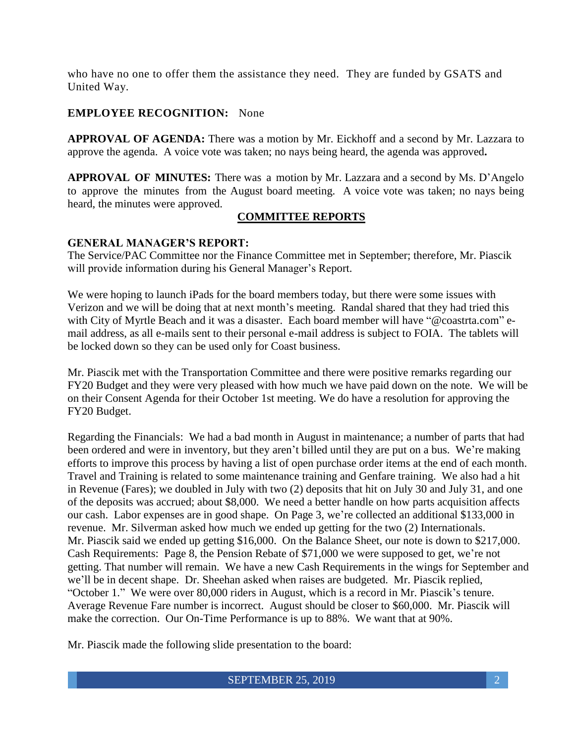who have no one to offer them the assistance they need. They are funded by GSATS and United Way.

**EMPLOYEE RECOGNITION:** None

**APPROVAL OF AGENDA:** There was a motion by Mr. Eickhoff and a second by Mr. Lazzara to approve the agenda. A voice vote was taken; no nays being heard, the agenda was approved**.**

**APPROVAL OF MINUTES:** There was a motion by Mr. Lazzara and a second by Ms. D'Angelo to approve the minutes from the August board meeting. A voice vote was taken; no nays being heard, the minutes were approved.

## COMMITTEE REPORTS

**GENERAL MANAGER'S REPORT:**

The Service/PAC Committee nor the Finance Committee met in September; therefore, Mr. Piascik will provide information during his General Manager's Report.

We were hoping to launch iPads for the board members today, but there were some issues with Verizon and we will be doing that at next month's meeting. Randal shared that they had tried this with City of Myrtle Beach and it was a disaster. Each board member will have "@coastrta.com" e-mail address, as all e-mails sent to their personal e-mail address is subject to FOIA. The tablets will be locked down so they can be used only for Coast business.

Mr. Piascik met with the Transportation Committee and there were positive remarks regarding our FY20 Budget and they were very pleased with how much we have paid down on the note. We will be on their Consent Agenda for their October 1st meeting. We do have a resolution for approving the FY20 Budget.

Regarding the Financials: We had a bad month in August in maintenance; a number of parts that had been ordered and were in inventory, but they aren't billed until they are put on a bus. We're making efforts to improve this process by having a list of open purchase order items at the end of each month. Travel and Training is related to some maintenance training and Genfare training. We also had a hit in Revenue (Fares); we doubled in July with two (2) deposits that hit on July 30 and July 31, and one of the deposits was accrued; about $8,000. We need a better handle on how parts acquisition affects our cash. Labor expenses are in good shape. On Page 3, we're collected an additional $133,000 in revenue. Mr. Silverman asked how much we ended up getting for the two (2) Internationals. Mr. Piascik said we ended up getting $16,000. On the Balance Sheet, our note is down to $217,000. Cash Requirements: Page 8, the Pension Rebate of $71,000 we were supposed to get, we're not getting. That number will remain. We have a new Cash Requirements in the wings for September and we'll be in decent shape. Dr. Sheehan asked when raises are budgeted. Mr. Piascik replied, "October 1." We were over 80,000 riders in August, which is a record in Mr. Piascik's tenure. Average Revenue Fare number is incorrect. August should be closer to $60,000. Mr. Piascik will make the correction. Our On-Time Performance is up to 88%. We want that at 90%.

Mr. Piascik made the following slide presentation to the board: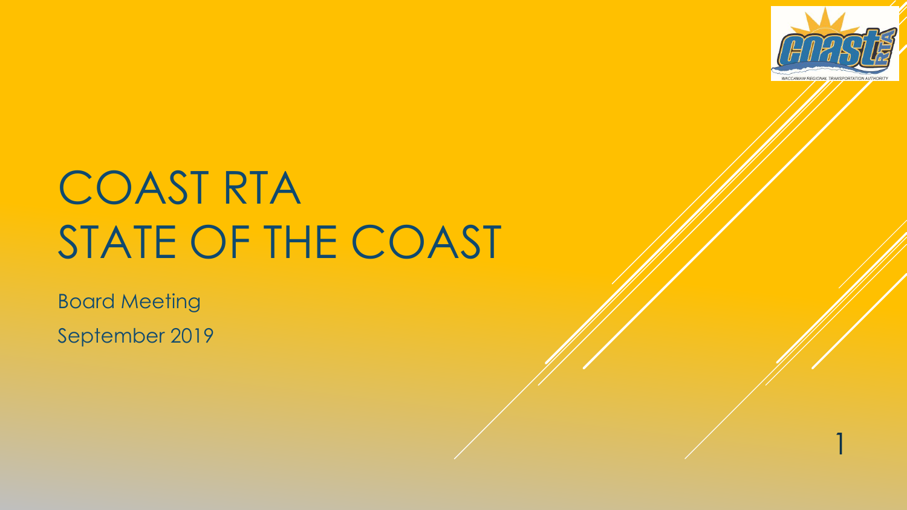# COAST RTA
# STATE OF THE COAST

Board Meeting

September 2019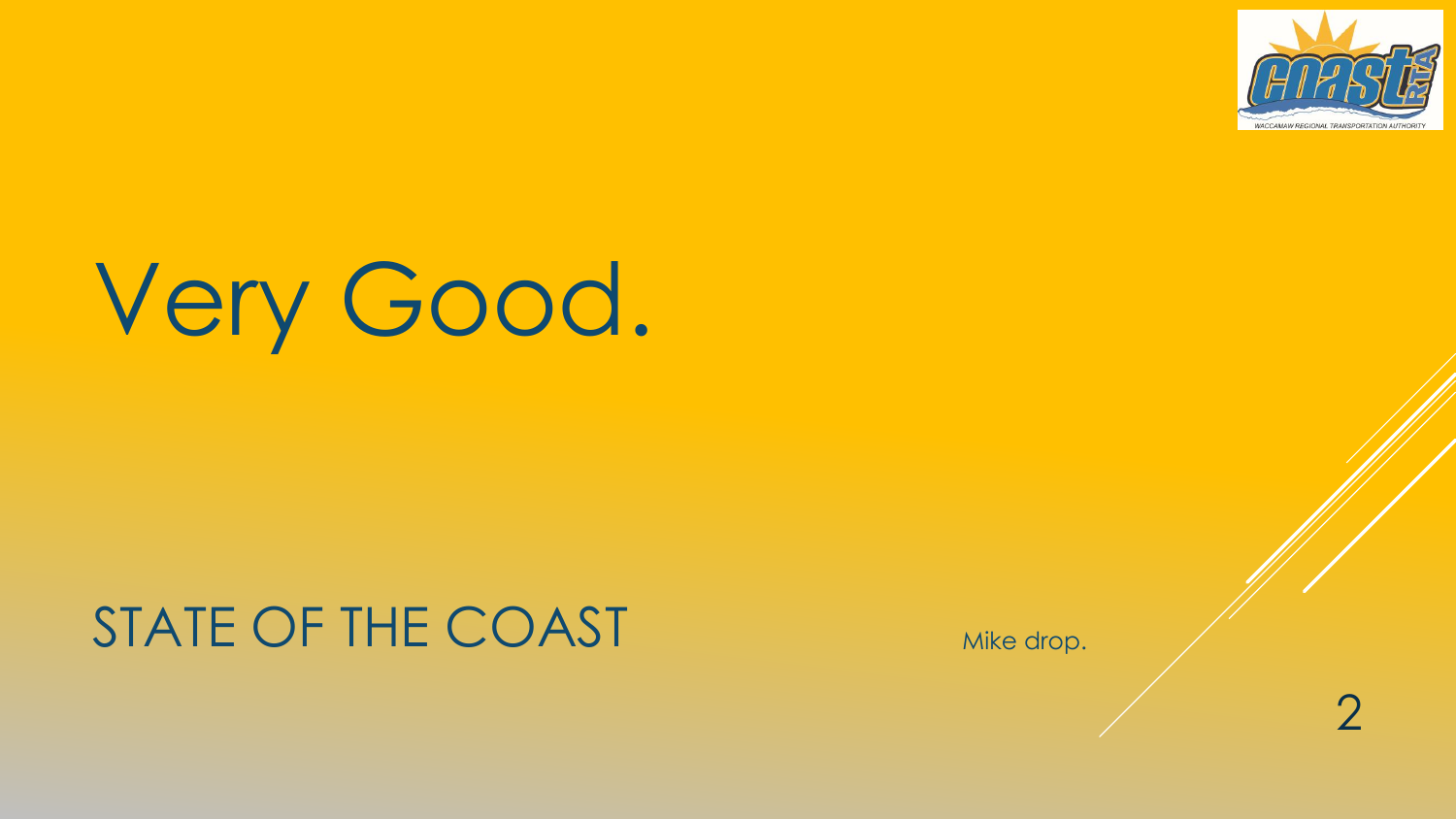# Very Good.

## STATE OF THE COAST

Mike drop.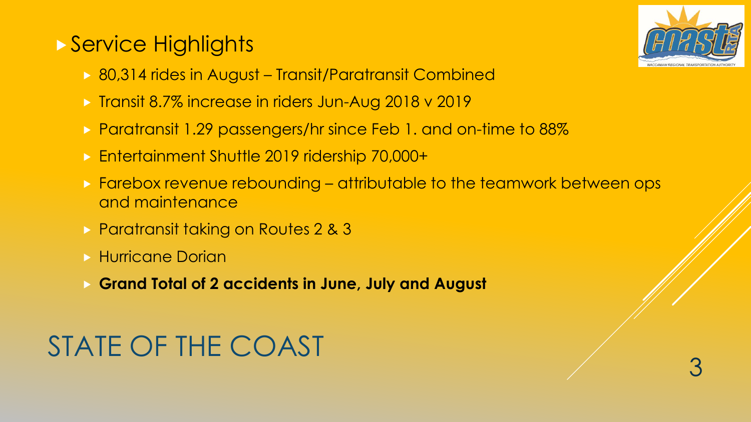# STATE OF THE COAST

## Service Highlights

- 80,314 rides in August – Transit/Paratransit Combined
- Transit 8.7% increase in riders Jun-Aug 2018 v 2019
- Paratransit 1.29 passengers/hr since Feb 1. and on-time to 88%
- Entertainment Shuttle 2019 ridership 70,000+
- Farebox revenue rebounding – attributable to the teamwork between ops and maintenance
- Paratransit taking on Routes 2 & 3
- Hurricane Dorian
- **Grand Total of 2 accidents in June, July and August**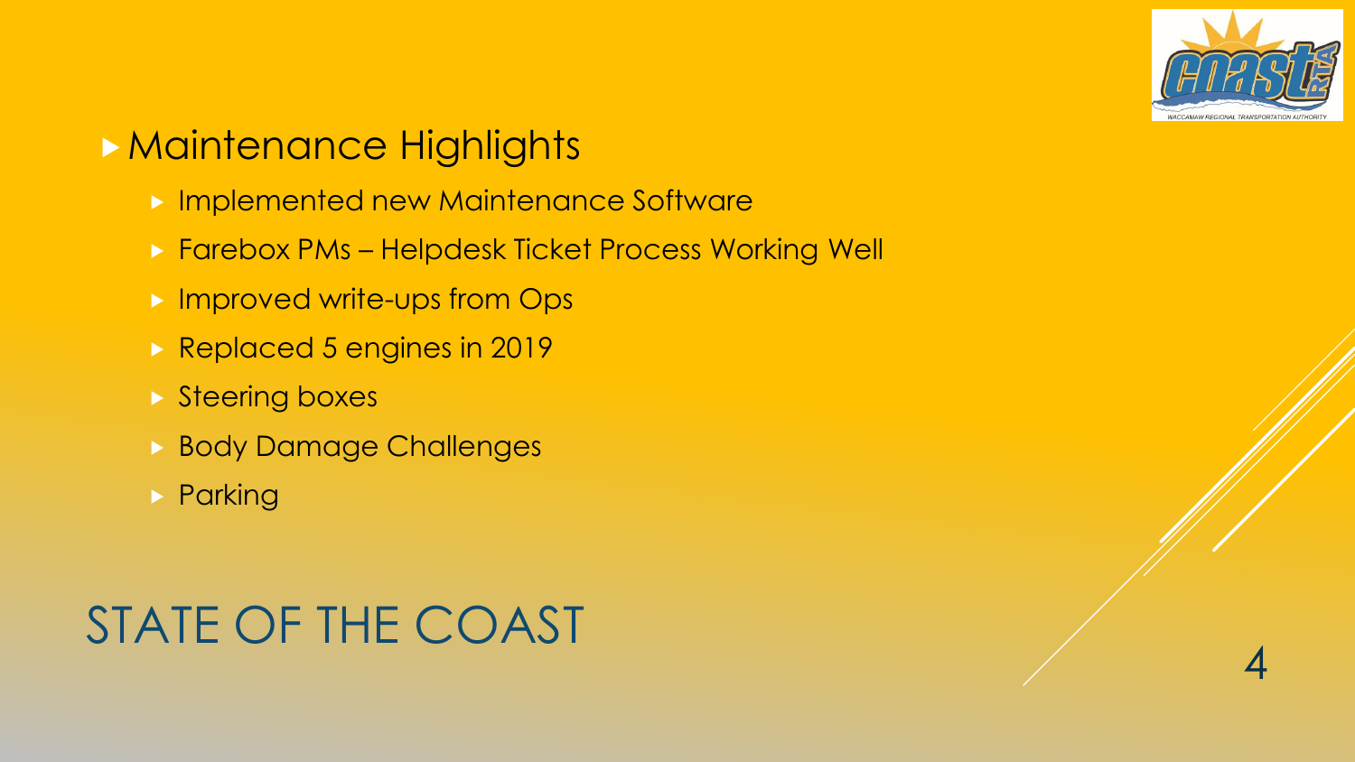## Maintenance Highlights

- Implemented new Maintenance Software
- Farebox PMs – Helpdesk Ticket Process Working Well
- Improved write-ups from Ops
- Replaced 5 engines in 2019
- Steering boxes
- Body Damage Challenges
- Parking

# STATE OF THE COAST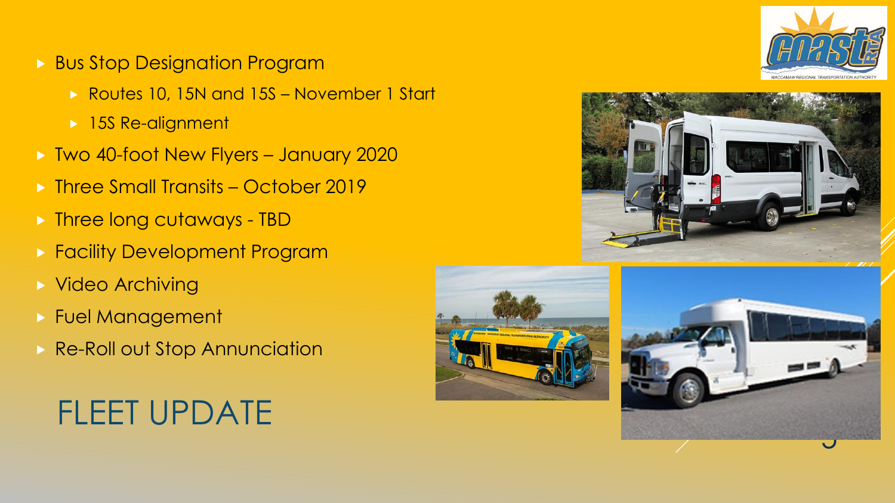# FLEET UPDATE

- Bus Stop Designation Program
  - Routes 10, 15N and 15S – November 1 Start
  - 15S Re-alignment
- Two 40-foot New Flyers – January 2020
- Three Small Transits – October 2019
- Three long cutaways - TBD
- Facility Development Program
- Video Archiving
- Fuel Management
- Re-Roll out Stop Annunciation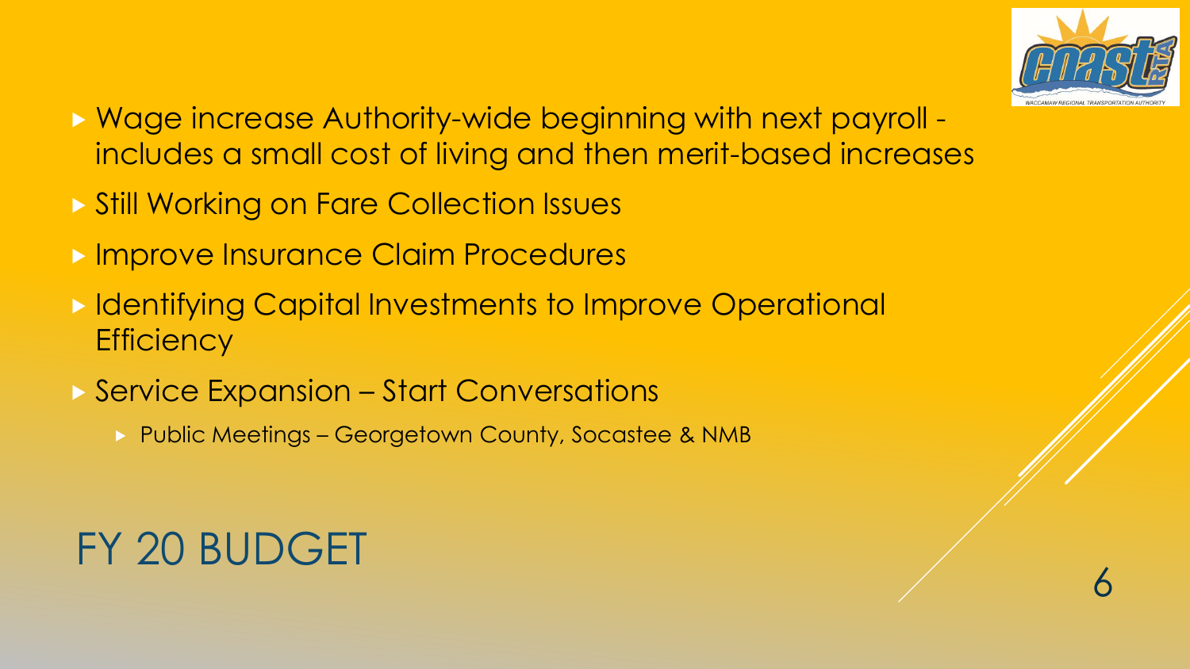# FY 20 BUDGET

- Wage increase Authority-wide beginning with next payroll - includes a small cost of living and then merit-based increases
- Still Working on Fare Collection Issues
- Improve Insurance Claim Procedures
- Identifying Capital Investments to Improve Operational Efficiency
- Service Expansion – Start Conversations
  - Public Meetings – Georgetown County, Socastee & NMB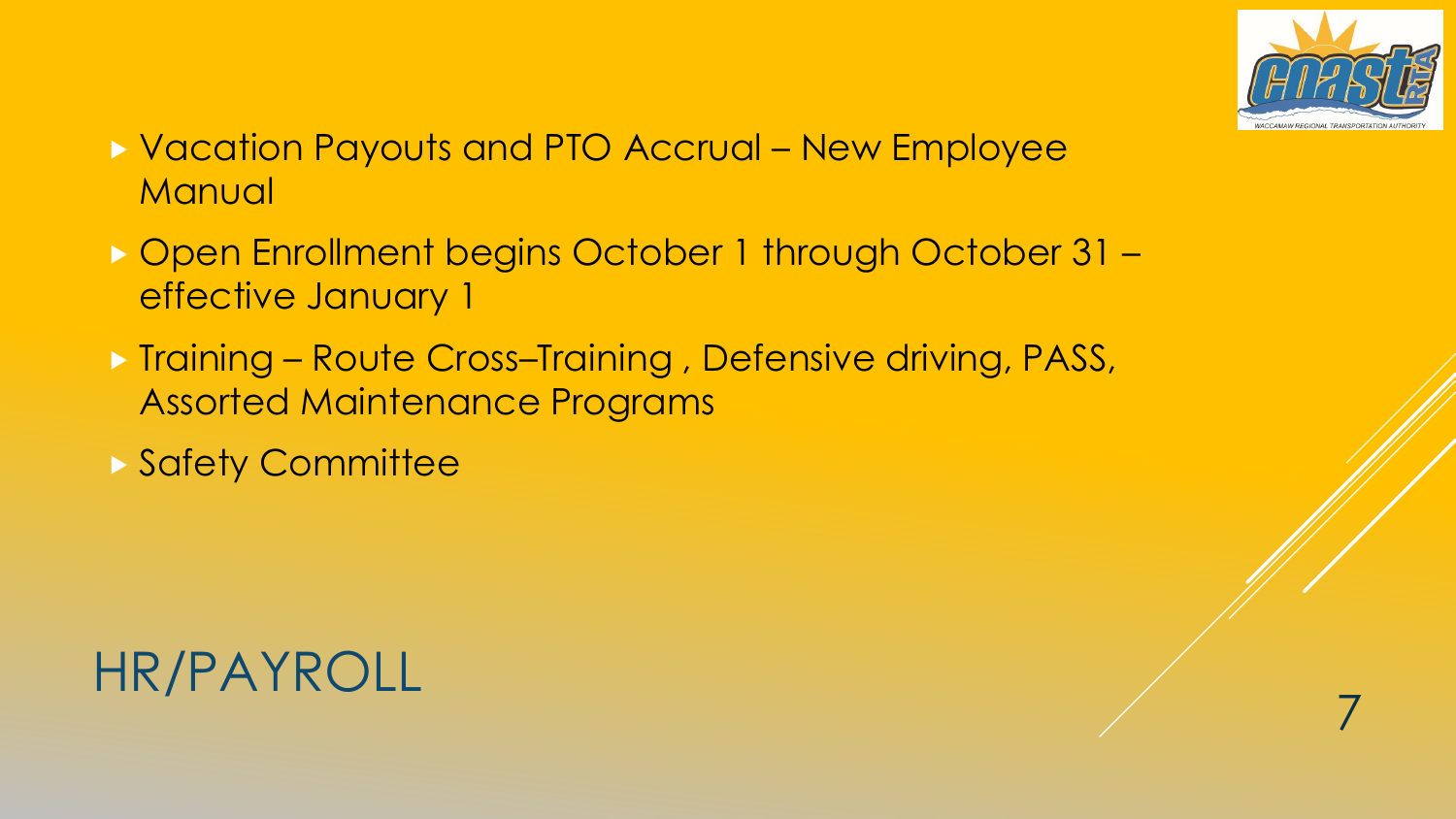# HR/PAYROLL

- Vacation Payouts and PTO Accrual – New Employee Manual
- Open Enrollment begins October 1 through October 31 – effective January 1
- Training – Route Cross–Training , Defensive driving, PASS, Assorted Maintenance Programs
- Safety Committee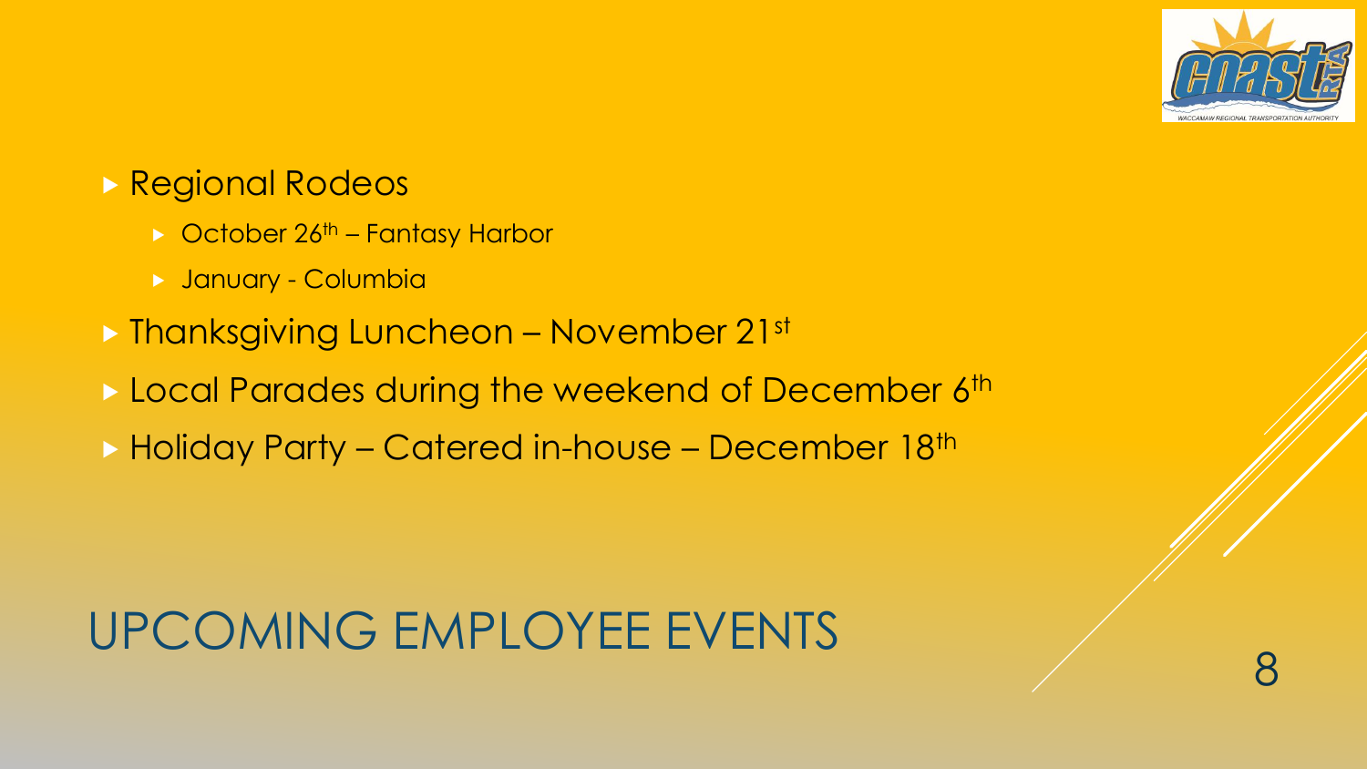# UPCOMING EMPLOYEE EVENTS

- Regional Rodeos
  - October 26th – Fantasy Harbor
  - January - Columbia
- Thanksgiving Luncheon – November 21st
- Local Parades during the weekend of December 6th
- Holiday Party – Catered in-house – December 18th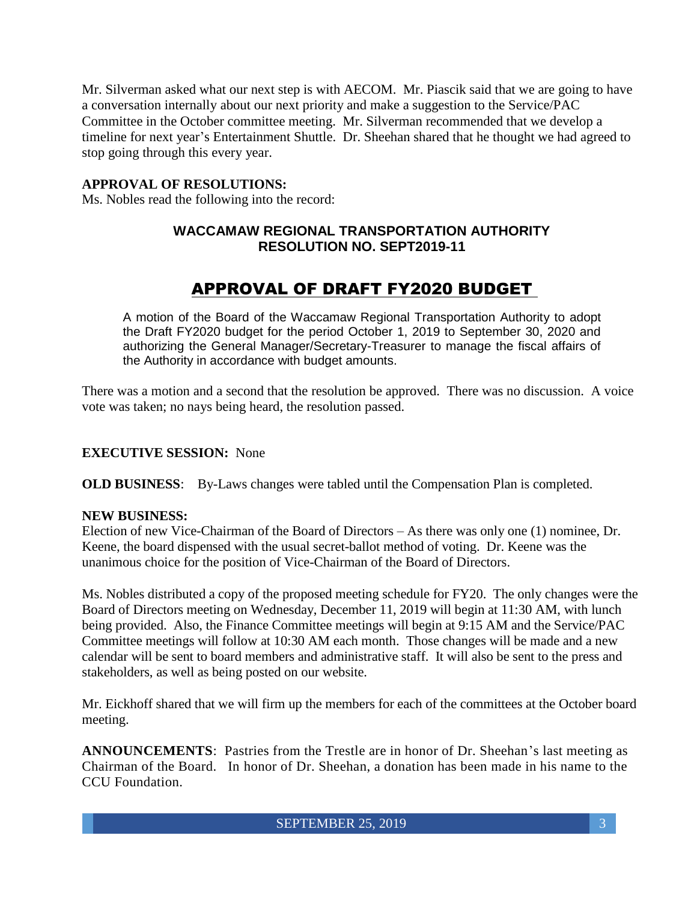Mr. Silverman asked what our next step is with AECOM. Mr. Piascik said that we are going to have a conversation internally about our next priority and make a suggestion to the Service/PAC Committee in the October committee meeting. Mr. Silverman recommended that we develop a timeline for next year's Entertainment Shuttle. Dr. Sheehan shared that he thought we had agreed to stop going through this every year.

**APPROVAL OF RESOLUTIONS:**

Ms. Nobles read the following into the record:

**WACCAMAW REGIONAL TRANSPORTATION AUTHORITY**
**RESOLUTION NO. SEPT2019-11**

## APPROVAL OF DRAFT FY2020 BUDGET

A motion of the Board of the Waccamaw Regional Transportation Authority to adopt the Draft FY2020 budget for the period October 1, 2019 to September 30, 2020 and authorizing the General Manager/Secretary-Treasurer to manage the fiscal affairs of the Authority in accordance with budget amounts.

There was a motion and a second that the resolution be approved. There was no discussion. A voice vote was taken; no nays being heard, the resolution passed.

**EXECUTIVE SESSION:** None

**OLD BUSINESS**: By-Laws changes were tabled until the Compensation Plan is completed.

**NEW BUSINESS:**

Election of new Vice-Chairman of the Board of Directors – As there was only one (1) nominee, Dr. Keene, the board dispensed with the usual secret-ballot method of voting. Dr. Keene was the unanimous choice for the position of Vice-Chairman of the Board of Directors.

Ms. Nobles distributed a copy of the proposed meeting schedule for FY20. The only changes were the Board of Directors meeting on Wednesday, December 11, 2019 will begin at 11:30 AM, with lunch being provided. Also, the Finance Committee meetings will begin at 9:15 AM and the Service/PAC Committee meetings will follow at 10:30 AM each month. Those changes will be made and a new calendar will be sent to board members and administrative staff. It will also be sent to the press and stakeholders, as well as being posted on our website.

Mr. Eickhoff shared that we will firm up the members for each of the committees at the October board meeting.

**ANNOUNCEMENTS**: Pastries from the Trestle are in honor of Dr. Sheehan's last meeting as Chairman of the Board. In honor of Dr. Sheehan, a donation has been made in his name to the CCU Foundation.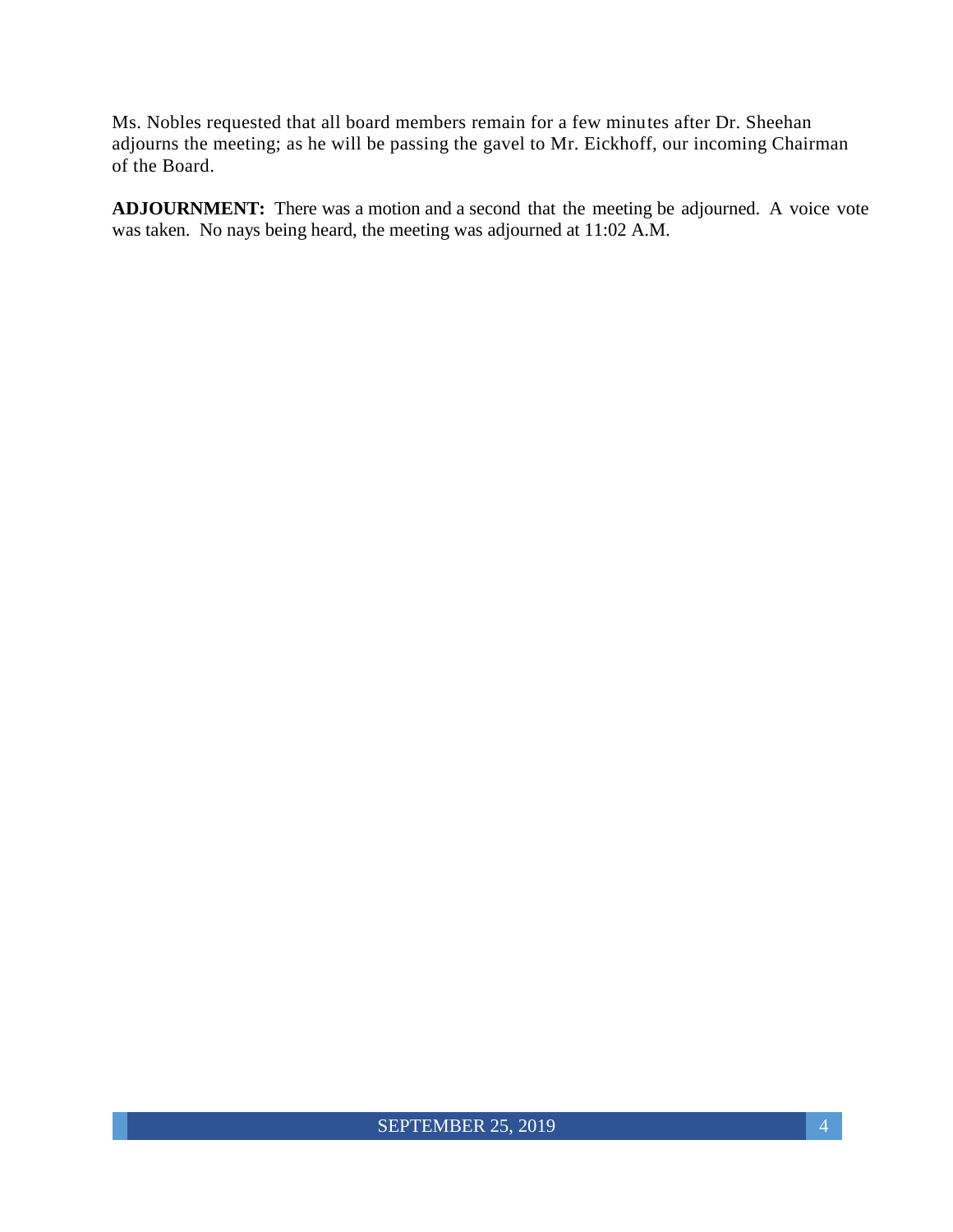Ms. Nobles requested that all board members remain for a few minutes after Dr. Sheehan adjourns the meeting; as he will be passing the gavel to Mr. Eickhoff, our incoming Chairman of the Board.

**ADJOURNMENT:** There was a motion and a second that the meeting be adjourned. A voice vote was taken. No nays being heard, the meeting was adjourned at 11:02 A.M.